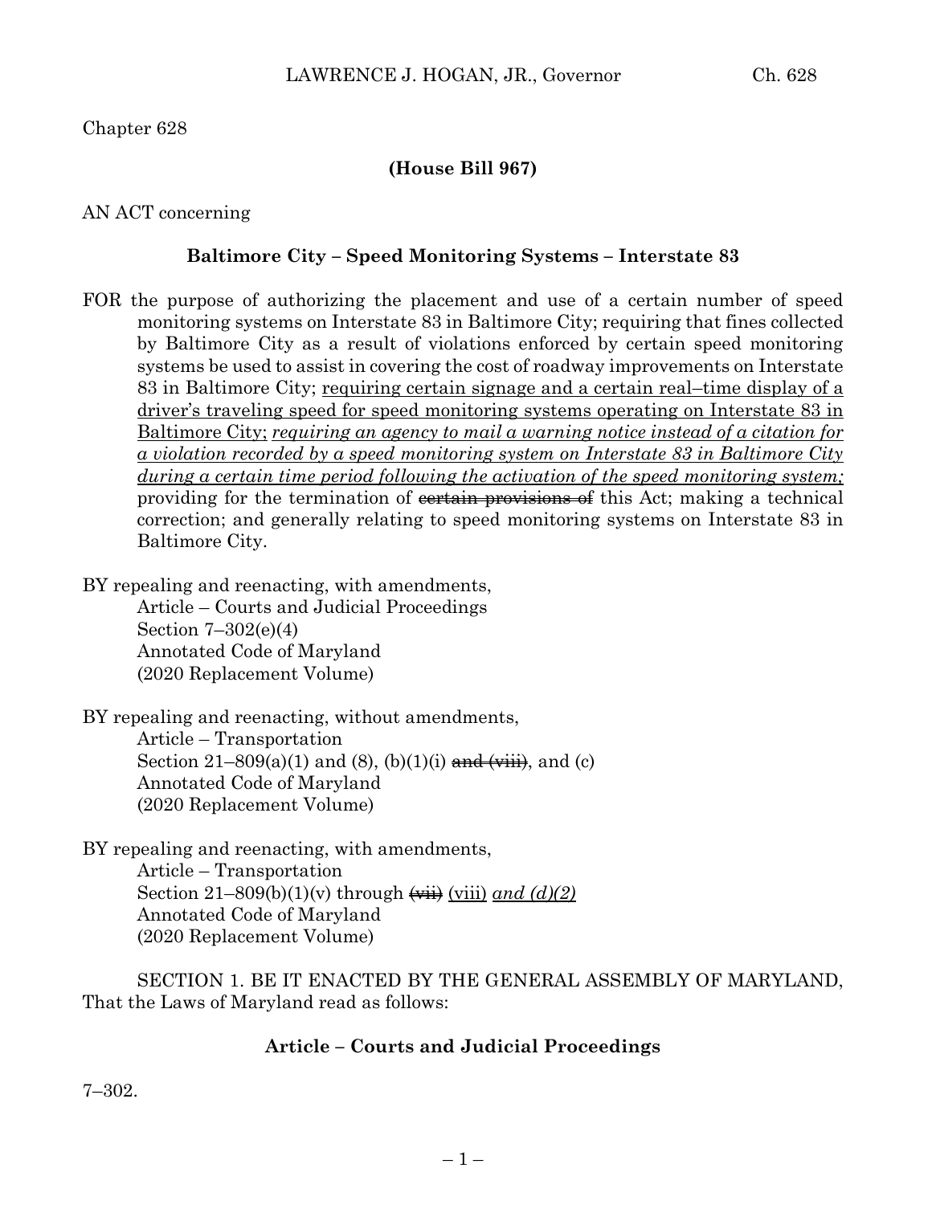Chapter 628

**(House Bill 967)**

AN ACT concerning

**Baltimore City – Speed Monitoring Systems – Interstate 83**

FOR the purpose of authorizing the placement and use of a certain number of speed monitoring systems on Interstate 83 in Baltimore City; requiring that fines collected by Baltimore City as a result of violations enforced by certain speed monitoring systems be used to assist in covering the cost of roadway improvements on Interstate 83 in Baltimore City; <u>requiring certain signage and a certain real–time display of a driver's traveling speed for speed monitoring systems operating on Interstate 83 in Baltimore City;</u> <u>*requiring an agency to mail a warning notice instead of a citation for a violation recorded by a speed monitoring system on Interstate 83 in Baltimore City during a certain time period following the activation of the speed monitoring system;*</u> providing for the termination of ~~certain provisions of~~ this Act; making a technical correction; and generally relating to speed monitoring systems on Interstate 83 in Baltimore City.

BY repealing and reenacting, with amendments,
Article – Courts and Judicial Proceedings
Section 7–302(e)(4)
Annotated Code of Maryland
(2020 Replacement Volume)

BY repealing and reenacting, without amendments,
Article – Transportation
Section 21–809(a)(1) and (8), (b)(1)(i) ~~and (viii)~~, and (c)
Annotated Code of Maryland
(2020 Replacement Volume)

BY repealing and reenacting, with amendments,
Article – Transportation
Section 21–809(b)(1)(v) through ~~(vii)~~ <u>(viii)</u> <u>*and (d)(2)*</u>
Annotated Code of Maryland
(2020 Replacement Volume)

SECTION 1. BE IT ENACTED BY THE GENERAL ASSEMBLY OF MARYLAND, That the Laws of Maryland read as follows:

**Article – Courts and Judicial Proceedings**

7–302.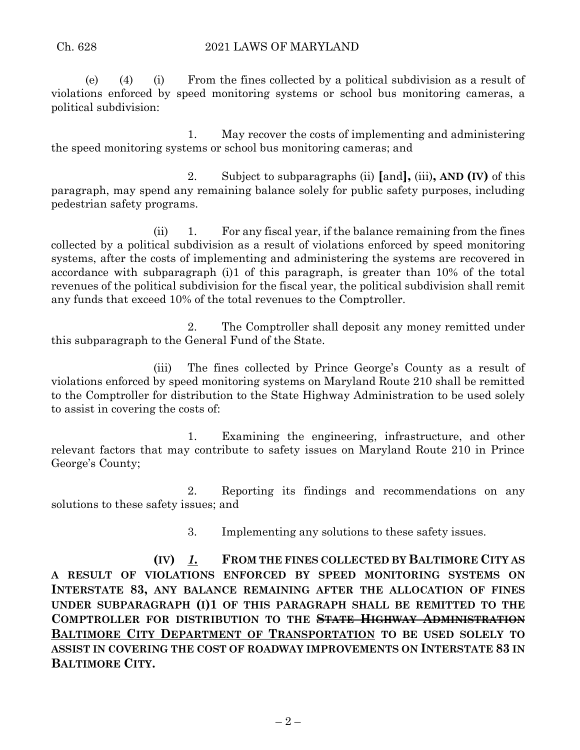(e) (4) (i) From the fines collected by a political subdivision as a result of violations enforced by speed monitoring systems or school bus monitoring cameras, a political subdivision:

1. May recover the costs of implementing and administering the speed monitoring systems or school bus monitoring cameras; and

2. Subject to subparagraphs (ii) **[**and**],** (iii)**, AND (IV)** of this paragraph, may spend any remaining balance solely for public safety purposes, including pedestrian safety programs.

(ii) 1. For any fiscal year, if the balance remaining from the fines collected by a political subdivision as a result of violations enforced by speed monitoring systems, after the costs of implementing and administering the systems are recovered in accordance with subparagraph (i)1 of this paragraph, is greater than 10% of the total revenues of the political subdivision for the fiscal year, the political subdivision shall remit any funds that exceed 10% of the total revenues to the Comptroller.

2. The Comptroller shall deposit any money remitted under this subparagraph to the General Fund of the State.

(iii) The fines collected by Prince George's County as a result of violations enforced by speed monitoring systems on Maryland Route 210 shall be remitted to the Comptroller for distribution to the State Highway Administration to be used solely to assist in covering the costs of:

1. Examining the engineering, infrastructure, and other relevant factors that may contribute to safety issues on Maryland Route 210 in Prince George's County;

2. Reporting its findings and recommendations on any solutions to these safety issues; and

3. Implementing any solutions to these safety issues.

**(IV)** ***1.*** **FROM THE FINES COLLECTED BY BALTIMORE CITY AS A RESULT OF VIOLATIONS ENFORCED BY SPEED MONITORING SYSTEMS ON INTERSTATE 83, ANY BALANCE REMAINING AFTER THE ALLOCATION OF FINES UNDER SUBPARAGRAPH (I)1 OF THIS PARAGRAPH SHALL BE REMITTED TO THE COMPTROLLER FOR DISTRIBUTION TO THE ~~STATE HIGHWAY ADMINISTRATION~~ <u>BALTIMORE CITY DEPARTMENT OF TRANSPORTATION</u> TO BE USED SOLELY TO ASSIST IN COVERING THE COST OF ROADWAY IMPROVEMENTS ON INTERSTATE 83 IN BALTIMORE CITY.**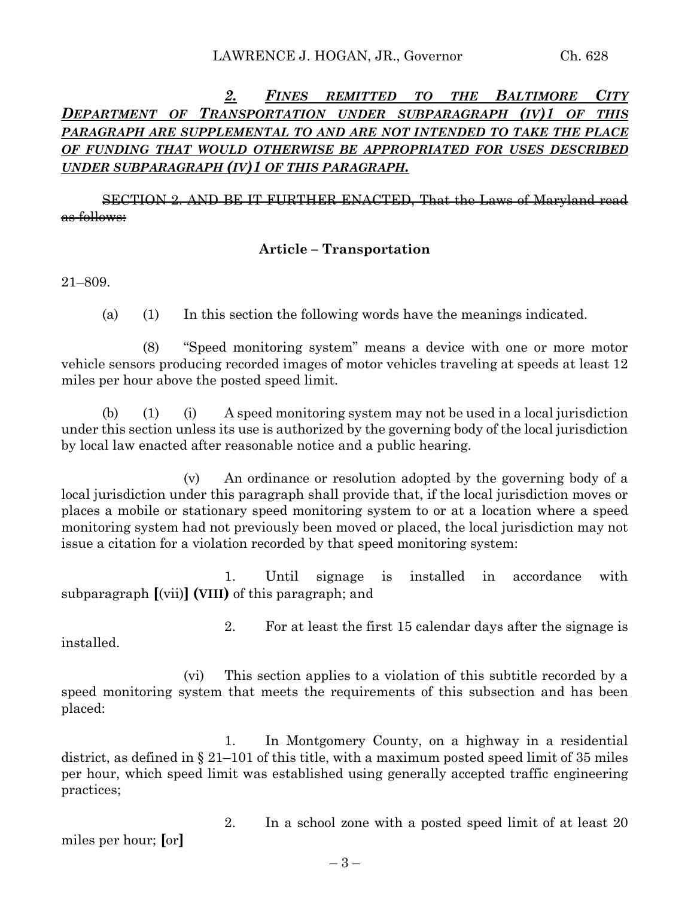*2. FINES REMITTED TO THE BALTIMORE CITY DEPARTMENT OF TRANSPORTATION UNDER SUBPARAGRAPH (IV)1 OF THIS PARAGRAPH ARE SUPPLEMENTAL TO AND ARE NOT INTENDED TO TAKE THE PLACE OF FUNDING THAT WOULD OTHERWISE BE APPROPRIATED FOR USES DESCRIBED UNDER SUBPARAGRAPH (IV)1 OF THIS PARAGRAPH.*

~~SECTION 2. AND BE IT FURTHER ENACTED, That the Laws of Maryland read as follows:~~

**Article – Transportation**

21–809.

(a) (1) In this section the following words have the meanings indicated.

(8) "Speed monitoring system" means a device with one or more motor vehicle sensors producing recorded images of motor vehicles traveling at speeds at least 12 miles per hour above the posted speed limit.

(b) (1) (i) A speed monitoring system may not be used in a local jurisdiction under this section unless its use is authorized by the governing body of the local jurisdiction by local law enacted after reasonable notice and a public hearing.

(v) An ordinance or resolution adopted by the governing body of a local jurisdiction under this paragraph shall provide that, if the local jurisdiction moves or places a mobile or stationary speed monitoring system to or at a location where a speed monitoring system had not previously been moved or placed, the local jurisdiction may not issue a citation for a violation recorded by that speed monitoring system:

1. Until signage is installed in accordance with subparagraph **[**(vii)**]** **(VIII)** of this paragraph; and

2. For at least the first 15 calendar days after the signage is installed.

(vi) This section applies to a violation of this subtitle recorded by a speed monitoring system that meets the requirements of this subsection and has been placed:

1. In Montgomery County, on a highway in a residential district, as defined in § 21–101 of this title, with a maximum posted speed limit of 35 miles per hour, which speed limit was established using generally accepted traffic engineering practices;

2. In a school zone with a posted speed limit of at least 20 miles per hour; **[**or**]**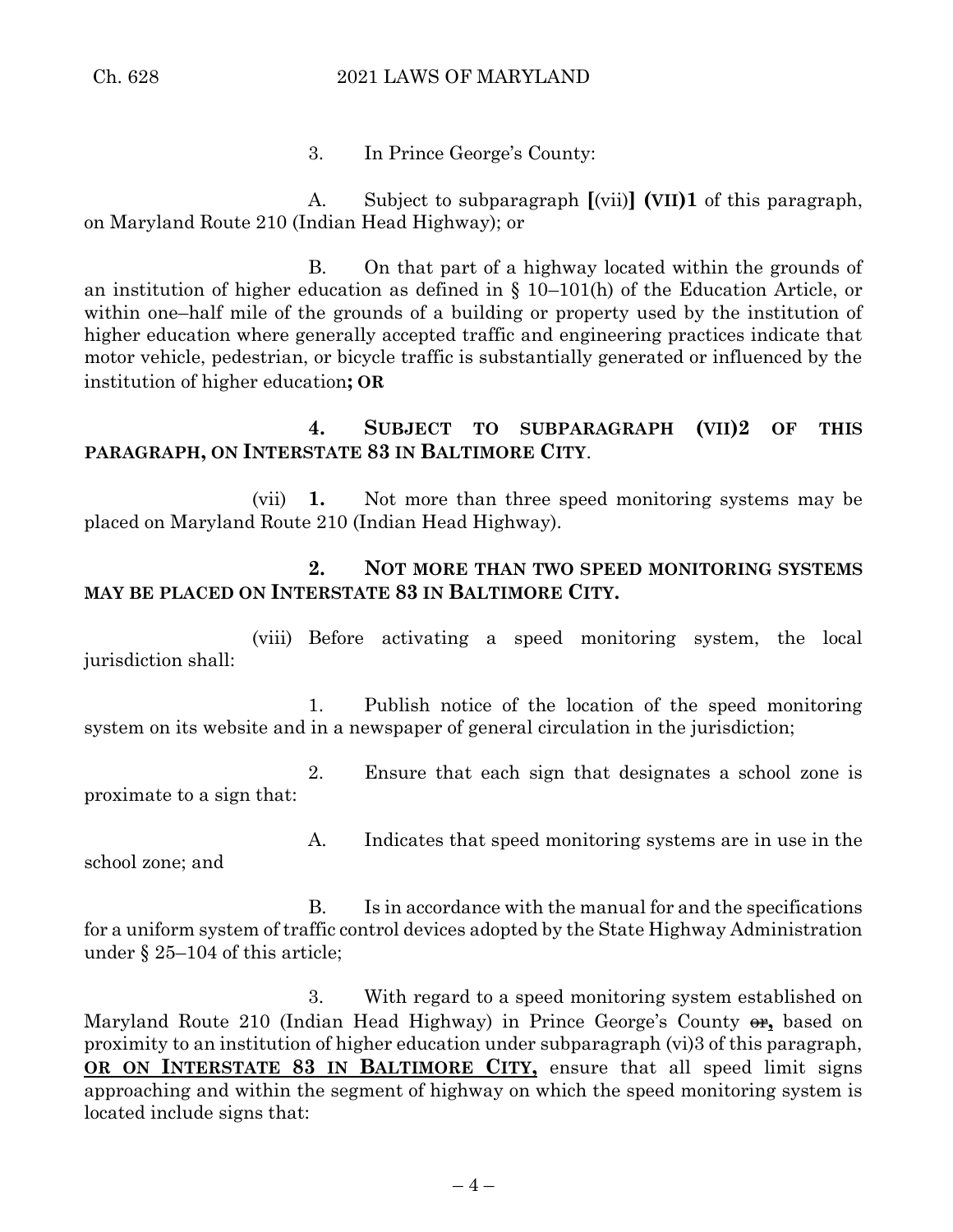3. In Prince George's County:

A. Subject to subparagraph **[**(vii)**]** **(VII)1** of this paragraph, on Maryland Route 210 (Indian Head Highway); or

B. On that part of a highway located within the grounds of an institution of higher education as defined in § 10–101(h) of the Education Article, or within one–half mile of the grounds of a building or property used by the institution of higher education where generally accepted traffic and engineering practices indicate that motor vehicle, pedestrian, or bicycle traffic is substantially generated or influenced by the institution of higher education**; OR**

**4. SUBJECT TO SUBPARAGRAPH (VII)2 OF THIS PARAGRAPH, ON INTERSTATE 83 IN BALTIMORE CITY**.

(vii) **1.** Not more than three speed monitoring systems may be placed on Maryland Route 210 (Indian Head Highway).

**2. NOT MORE THAN TWO SPEED MONITORING SYSTEMS MAY BE PLACED ON INTERSTATE 83 IN BALTIMORE CITY.**

(viii) Before activating a speed monitoring system, the local jurisdiction shall:

1. Publish notice of the location of the speed monitoring system on its website and in a newspaper of general circulation in the jurisdiction;

2. Ensure that each sign that designates a school zone is proximate to a sign that:

A. Indicates that speed monitoring systems are in use in the school zone; and

B. Is in accordance with the manual for and the specifications for a uniform system of traffic control devices adopted by the State Highway Administration under § 25–104 of this article;

3. With regard to a speed monitoring system established on Maryland Route 210 (Indian Head Highway) in Prince George's County ~~or~~**,** based on proximity to an institution of higher education under subparagraph (vi)3 of this paragraph, **OR ON INTERSTATE 83 IN BALTIMORE CITY,** ensure that all speed limit signs approaching and within the segment of highway on which the speed monitoring system is located include signs that: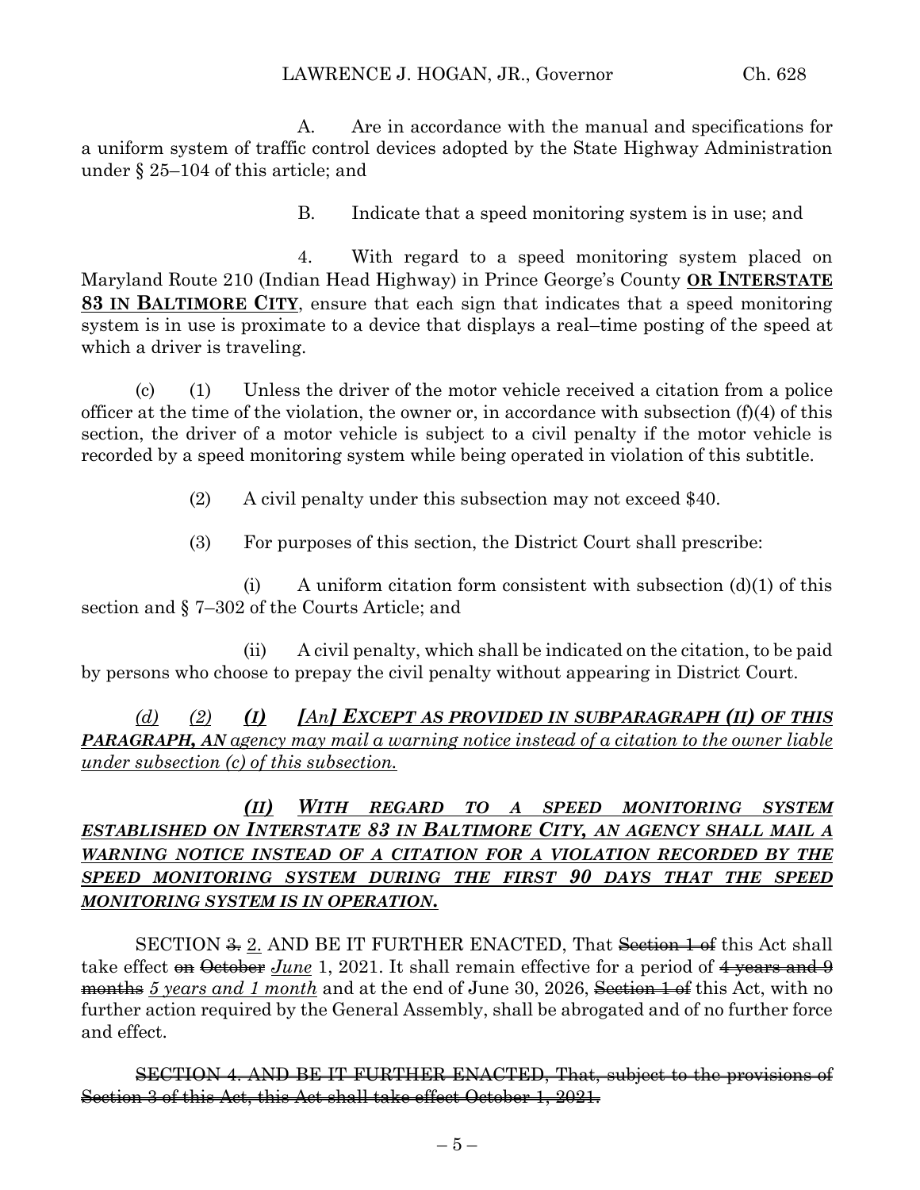A. Are in accordance with the manual and specifications for a uniform system of traffic control devices adopted by the State Highway Administration under § 25–104 of this article; and

B. Indicate that a speed monitoring system is in use; and

4. With regard to a speed monitoring system placed on Maryland Route 210 (Indian Head Highway) in Prince George's County **<u>OR INTERSTATE 83 IN BALTIMORE CITY</u>**, ensure that each sign that indicates that a speed monitoring system is in use is proximate to a device that displays a real–time posting of the speed at which a driver is traveling.

(c) (1) Unless the driver of the motor vehicle received a citation from a police officer at the time of the violation, the owner or, in accordance with subsection (f)(4) of this section, the driver of a motor vehicle is subject to a civil penalty if the motor vehicle is recorded by a speed monitoring system while being operated in violation of this subtitle.

(2) A civil penalty under this subsection may not exceed $40.

(3) For purposes of this section, the District Court shall prescribe:

(i) A uniform citation form consistent with subsection (d)(1) of this section and § 7–302 of the Courts Article; and

(ii) A civil penalty, which shall be indicated on the citation, to be paid by persons who choose to prepay the civil penalty without appearing in District Court.

*<u>(d) (2)</u>* ***<u>(I)</u>*** ***<u>[An] EXCEPT AS PROVIDED IN SUBPARAGRAPH (II) OF THIS PARAGRAPH, AN</u>*** *<u>agency may mail a warning notice instead of a citation to the owner liable under subsection (c) of this subsection.</u>*

***<u>(II) WITH REGARD TO A SPEED MONITORING SYSTEM ESTABLISHED ON INTERSTATE 83 IN BALTIMORE CITY, AN AGENCY SHALL MAIL A WARNING NOTICE INSTEAD OF A CITATION FOR A VIOLATION RECORDED BY THE SPEED MONITORING SYSTEM DURING THE FIRST 90 DAYS THAT THE SPEED MONITORING SYSTEM IS IN OPERATION.</u>***

SECTION ~~3.~~ <u>2.</u> AND BE IT FURTHER ENACTED, That ~~Section 1 of~~ this Act shall take effect ~~on October~~ *<u>June</u>* 1, 2021. It shall remain effective for a period of ~~4 years and 9 months~~ *<u>5 years and 1 month</u>* and at the end of June 30, 2026, ~~Section 1 of~~ this Act, with no further action required by the General Assembly, shall be abrogated and of no further force and effect.

~~SECTION 4. AND BE IT FURTHER ENACTED, That, subject to the provisions of Section 3 of this Act, this Act shall take effect October 1, 2021.~~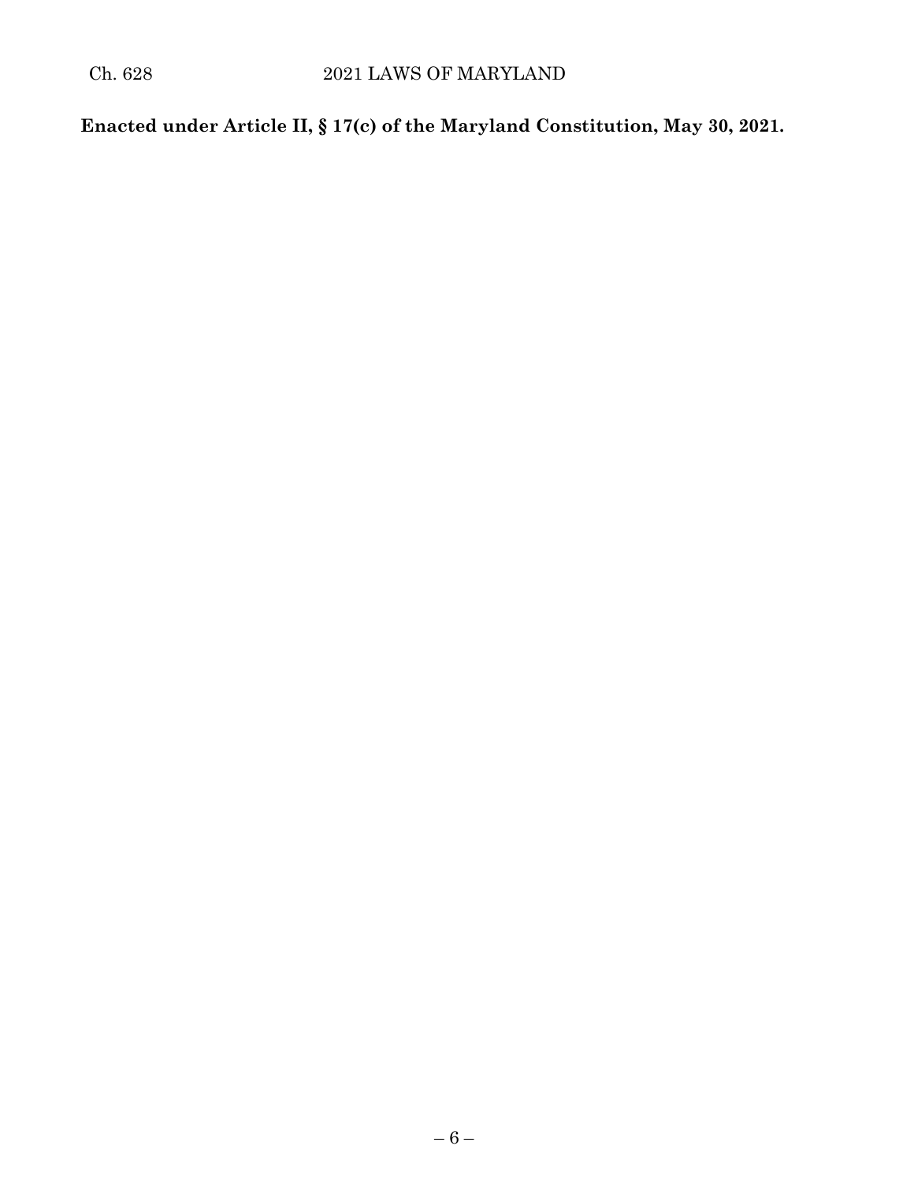**Enacted under Article II, § 17(c) of the Maryland Constitution, May 30, 2021.**